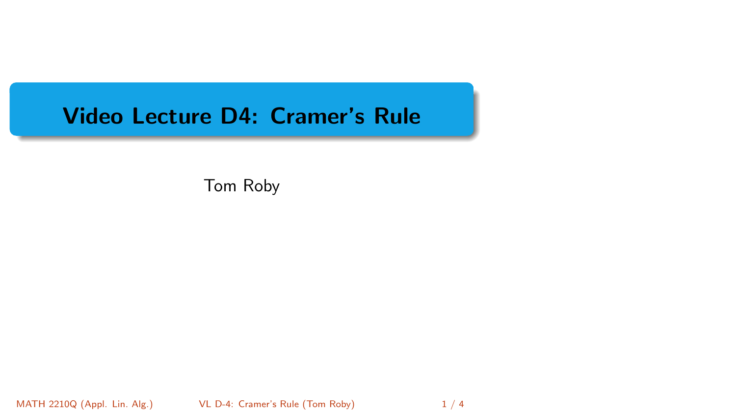# Video Lecture D4: Cramer's Rule

Tom Roby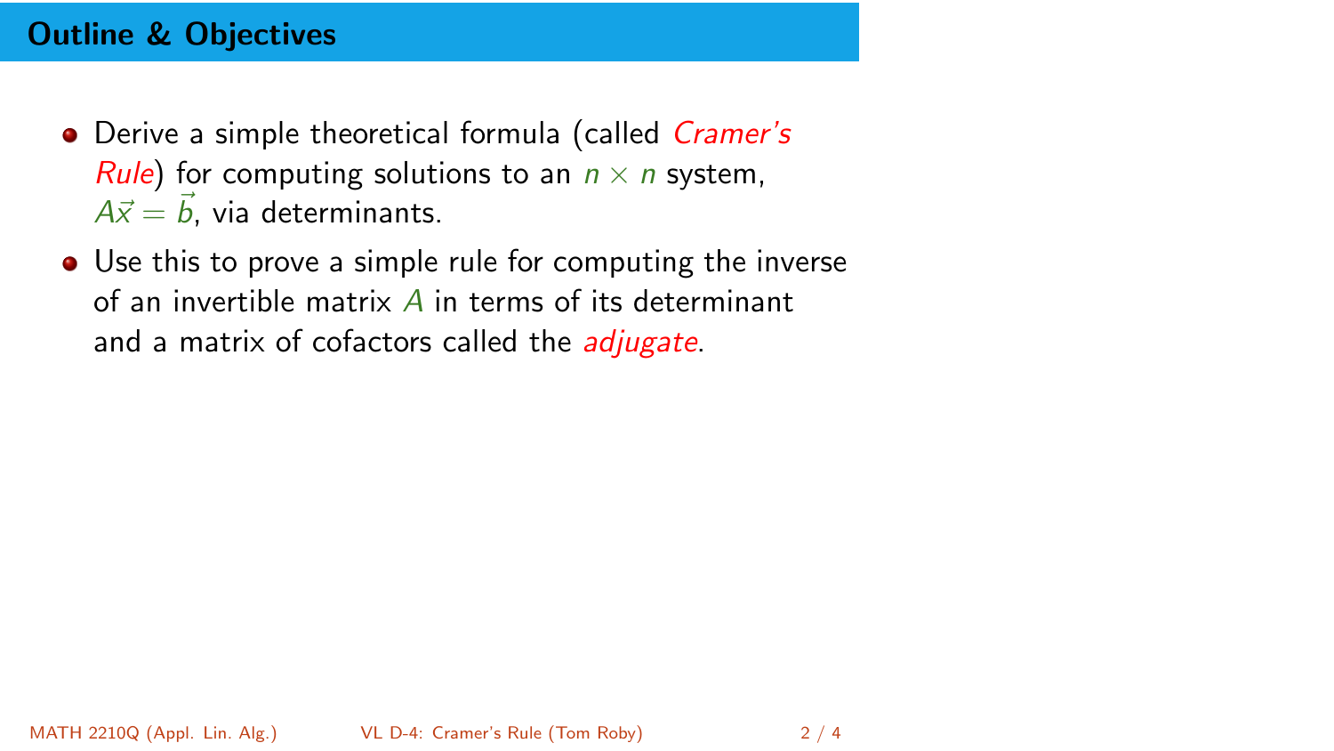## Outline & Objectives

- Derive a simple theoretical formula (called *Cramer's Rule*) for computing solutions to an $n \times n$ system, $A\vec{x} = \vec{b}$, via determinants.
- Use this to prove a simple rule for computing the inverse of an invertible matrix $A$ in terms of its determinant and a matrix of cofactors called the *adjugate*.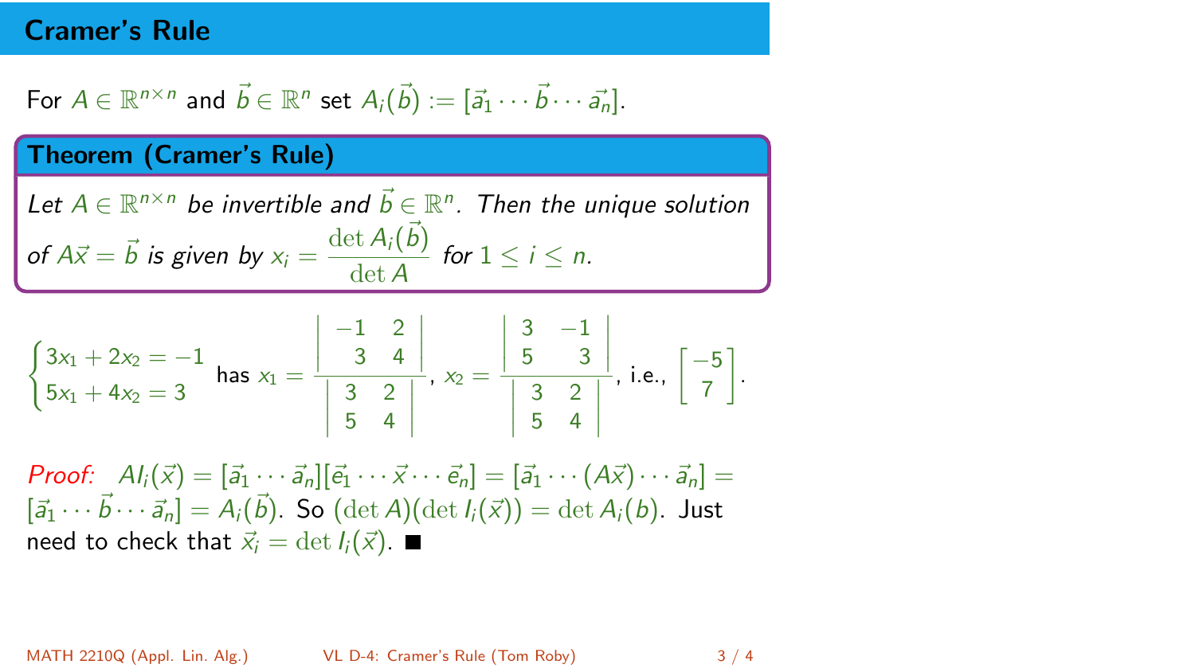# Cramer's Rule

For $A \in \mathbb{R}^{n\times n}$ and $\vec{b} \in \mathbb{R}^n$ set $A_i(\vec{b}) := [\vec{a}_1 \cdots \vec{b} \cdots \vec{a}_n]$.

**Theorem (Cramer's Rule)**

*Let $A \in \mathbb{R}^{n\times n}$ be invertible and $\vec{b} \in \mathbb{R}^n$. Then the unique solution of $A\vec{x} = \vec{b}$ is given by $x_i = \dfrac{\det A_i(\vec{b})}{\det A}$ for $1 \le i \le n$.*

$$\begin{cases} 3x_1 + 2x_2 = -1 \\ 5x_1 + 4x_2 = 3 \end{cases} \text{ has } x_1 = \frac{\begin{vmatrix} -1 & 2 \\ 3 & 4 \end{vmatrix}}{\begin{vmatrix} 3 & 2 \\ 5 & 4 \end{vmatrix}},\ x_2 = \frac{\begin{vmatrix} 3 & -1 \\ 5 & 3 \end{vmatrix}}{\begin{vmatrix} 3 & 2 \\ 5 & 4 \end{vmatrix}}, \text{ i.e., } \begin{bmatrix} -5 \\ 7 \end{bmatrix}.$$

*Proof:* $AI_i(\vec{x}) = [\vec{a}_1 \cdots \vec{a}_n][\vec{e}_1 \cdots \vec{x} \cdots \vec{e}_n] = [\vec{a}_1 \cdots (A\vec{x}) \cdots \vec{a}_n] = [\vec{a}_1 \cdots \vec{b} \cdots \vec{a}_n] = A_i(\vec{b})$. So $(\det A)(\det I_i(\vec{x})) = \det A_i(b)$. Just need to check that $\vec{x}_i = \det I_i(\vec{x})$. ■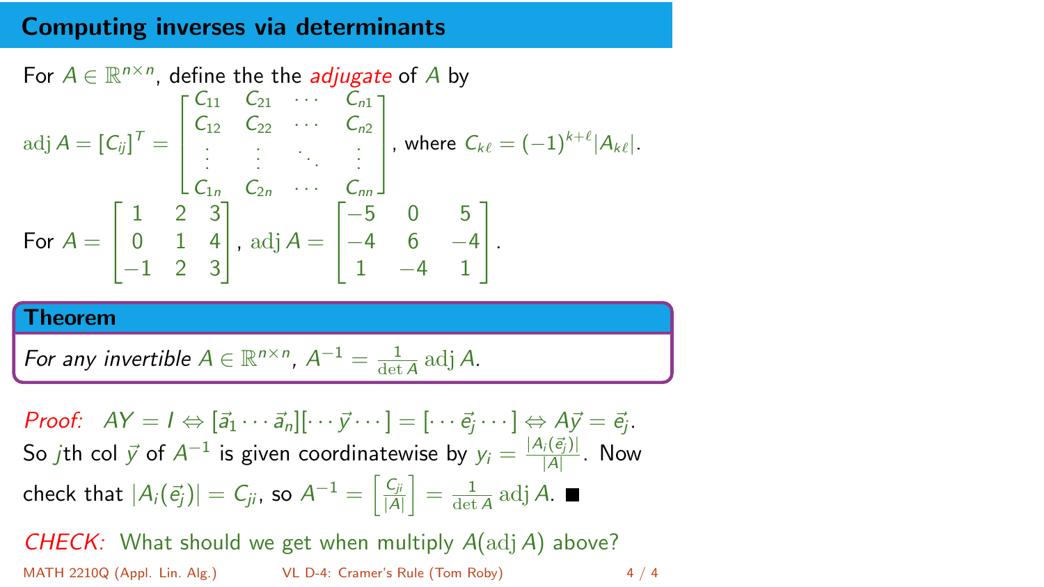## Computing inverses via determinants

For $A \in \mathbb{R}^{n \times n}$, define the the *adjugate* of $A$ by

$$\operatorname{adj} A = [C_{ij}]^T = \begin{bmatrix} C_{11} & C_{21} & \cdots & C_{n1} \\ C_{12} & C_{22} & \cdots & C_{n2} \\ \vdots & \vdots & \ddots & \vdots \\ C_{1n} & C_{2n} & \cdots & C_{nn} \end{bmatrix}, \text{ where } C_{k\ell} = (-1)^{k+\ell}|A_{k\ell}|.$$

For $A = \begin{bmatrix} 1 & 2 & 3 \\ 0 & 1 & 4 \\ -1 & 2 & 3 \end{bmatrix}$, $\operatorname{adj} A = \begin{bmatrix} -5 & 0 & 5 \\ -4 & 6 & -4 \\ 1 & -4 & 1 \end{bmatrix}$.

**Theorem**

*For any invertible $A \in \mathbb{R}^{n \times n}$, $A^{-1} = \frac{1}{\det A} \operatorname{adj} A$.*

*Proof:* $AY = I \Leftrightarrow [\vec{a}_1 \cdots \vec{a}_n][\cdots \vec{y} \cdots] = [\cdots \vec{e}_j \cdots] \Leftrightarrow A\vec{y} = \vec{e}_j$. So $j$th col $\vec{y}$ of $A^{-1}$ is given coordinatewise by $y_i = \frac{|A_i(\vec{e}_j)|}{|A|}$. Now check that $|A_i(\vec{e}_j)| = C_{ji}$, so $A^{-1} = \left[\frac{C_{ji}}{|A|}\right] = \frac{1}{\det A} \operatorname{adj} A$. ■

*CHECK:* What should we get when multiply $A(\operatorname{adj} A)$ above?